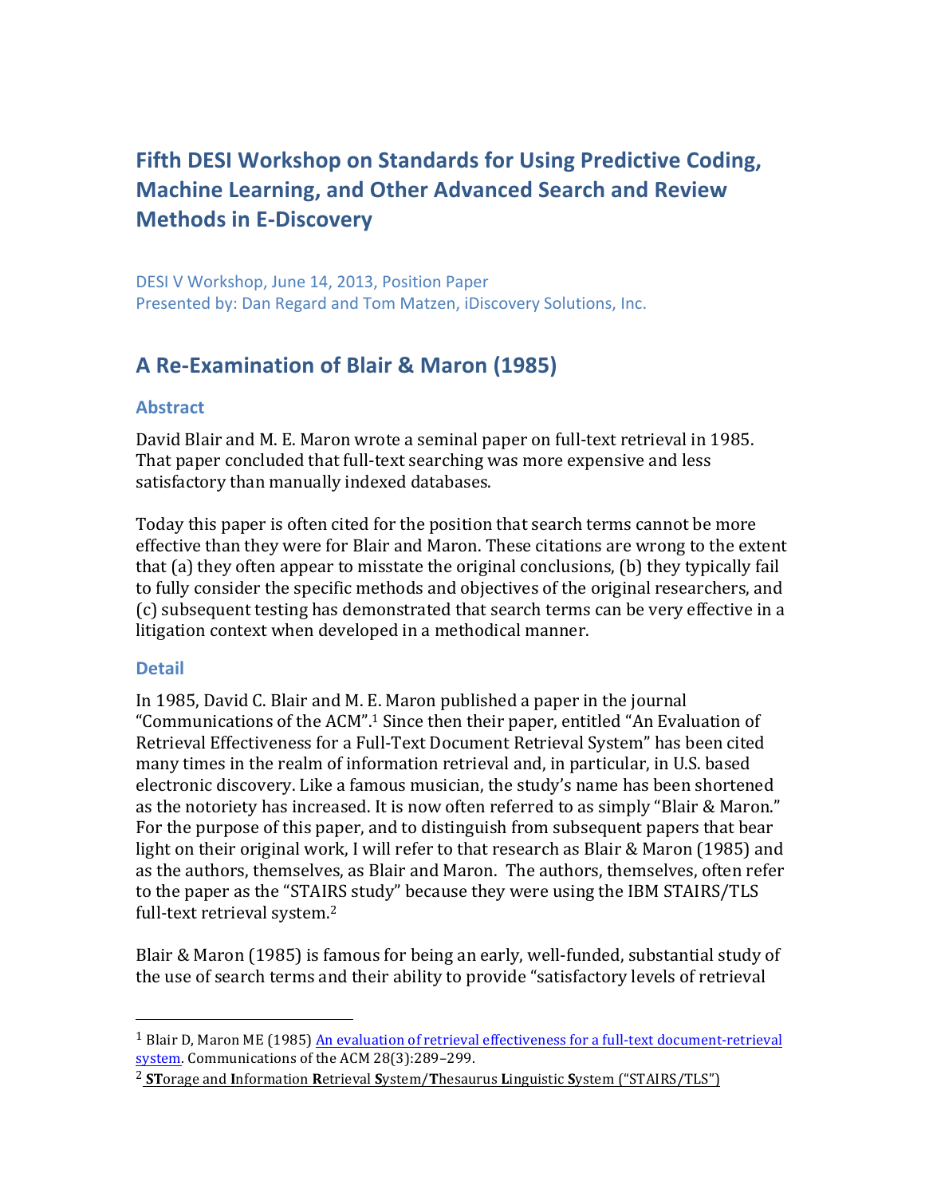# Fifth DESI Workshop on Standards for Using Predictive Coding, Machine Learning, and Other Advanced Search and Review Methods in E-Discovery

DESI V Workshop, June 14, 2013, Position Paper
Presented by: Dan Regard and Tom Matzen, iDiscovery Solutions, Inc.

## A Re-Examination of Blair & Maron (1985)

### Abstract

David Blair and M. E. Maron wrote a seminal paper on full-text retrieval in 1985. That paper concluded that full-text searching was more expensive and less satisfactory than manually indexed databases.

Today this paper is often cited for the position that search terms cannot be more effective than they were for Blair and Maron. These citations are wrong to the extent that (a) they often appear to misstate the original conclusions, (b) they typically fail to fully consider the specific methods and objectives of the original researchers, and (c) subsequent testing has demonstrated that search terms can be very effective in a litigation context when developed in a methodical manner.

### Detail

In 1985, David C. Blair and M. E. Maron published a paper in the journal "Communications of the ACM".[1] Since then their paper, entitled "An Evaluation of Retrieval Effectiveness for a Full-Text Document Retrieval System" has been cited many times in the realm of information retrieval and, in particular, in U.S. based electronic discovery. Like a famous musician, the study's name has been shortened as the notoriety has increased. It is now often referred to as simply "Blair & Maron." For the purpose of this paper, and to distinguish from subsequent papers that bear light on their original work, I will refer to that research as Blair & Maron (1985) and as the authors, themselves, as Blair and Maron. The authors, themselves, often refer to the paper as the "STAIRS study" because they were using the IBM STAIRS/TLS full-text retrieval system.[2]

Blair & Maron (1985) is famous for being an early, well-funded, substantial study of the use of search terms and their ability to provide "satisfactory levels of retrieval

---

[1] Blair D, Maron ME (1985) An evaluation of retrieval effectiveness for a full-text document-retrieval system. Communications of the ACM 28(3):289–299.

[2] **ST**orage and **I**nformation **R**etrieval **S**ystem/**T**hesaurus **L**inguistic **S**ystem ("STAIRS/TLS")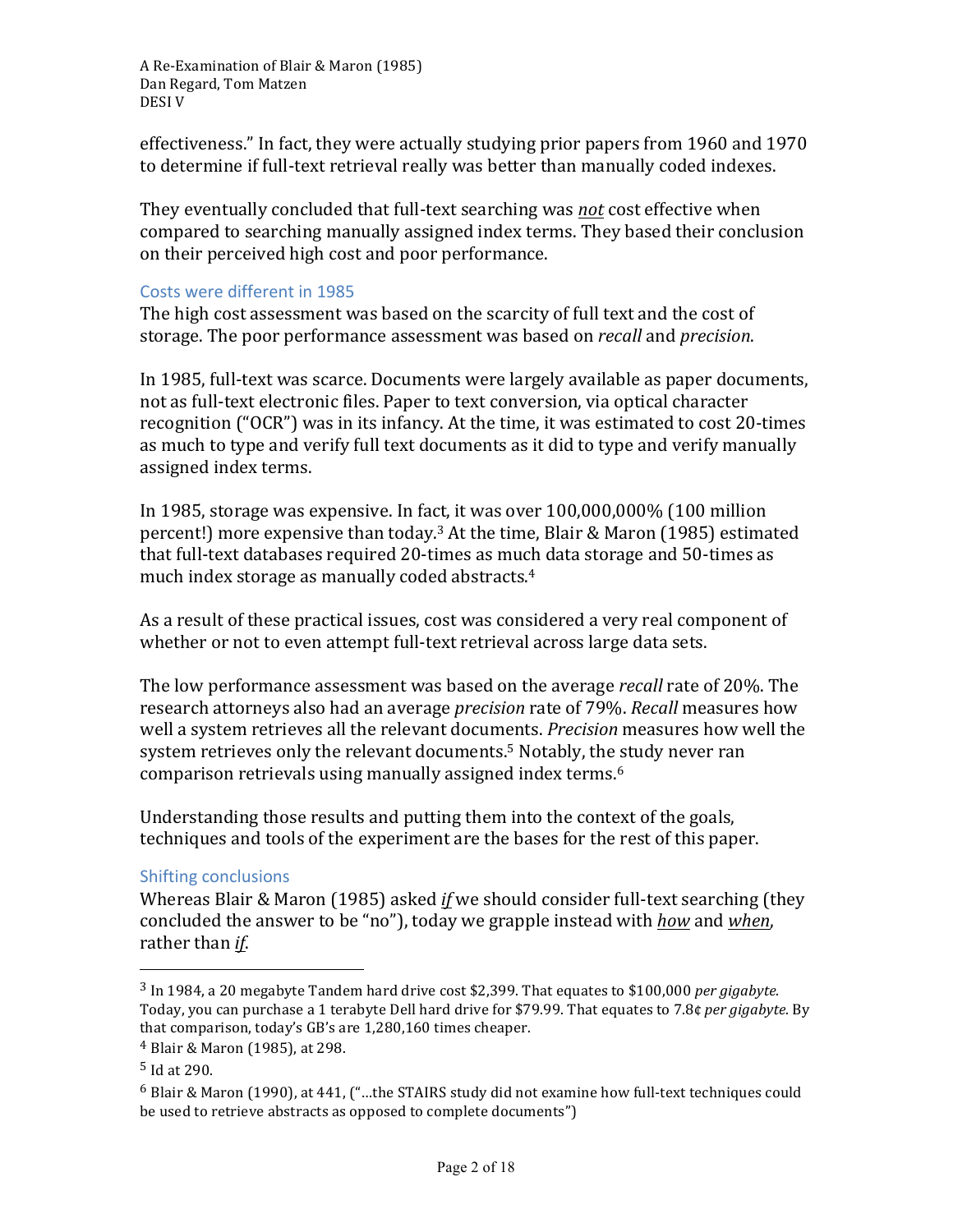effectiveness." In fact, they were actually studying prior papers from 1960 and 1970 to determine if full-text retrieval really was better than manually coded indexes.

They eventually concluded that full-text searching was ***not*** cost effective when compared to searching manually assigned index terms. They based their conclusion on their perceived high cost and poor performance.

### Costs were different in 1985

The high cost assessment was based on the scarcity of full text and the cost of storage. The poor performance assessment was based on *recall* and *precision*.

In 1985, full-text was scarce. Documents were largely available as paper documents, not as full-text electronic files. Paper to text conversion, via optical character recognition ("OCR") was in its infancy. At the time, it was estimated to cost 20-times as much to type and verify full text documents as it did to type and verify manually assigned index terms.

In 1985, storage was expensive. In fact, it was over 100,000,000% (100 million percent!) more expensive than today.[3] At the time, Blair & Maron (1985) estimated that full-text databases required 20-times as much data storage and 50-times as much index storage as manually coded abstracts.[4]

As a result of these practical issues, cost was considered a very real component of whether or not to even attempt full-text retrieval across large data sets.

The low performance assessment was based on the average *recall* rate of 20%. The research attorneys also had an average *precision* rate of 79%. *Recall* measures how well a system retrieves all the relevant documents. *Precision* measures how well the system retrieves only the relevant documents.[5] Notably, the study never ran comparison retrievals using manually assigned index terms.[6]

Understanding those results and putting them into the context of the goals, techniques and tools of the experiment are the bases for the rest of this paper.

### Shifting conclusions

Whereas Blair & Maron (1985) asked ***if*** we should consider full-text searching (they concluded the answer to be "no"), today we grapple instead with ***how*** and ***when***, rather than ***if***.

---

[3] In 1984, a 20 megabyte Tandem hard drive cost $2,399. That equates to $100,000 *per gigabyte*. Today, you can purchase a 1 terabyte Dell hard drive for $79.99. That equates to 7.8¢ *per gigabyte*. By that comparison, today's GB's are 1,280,160 times cheaper.

[4] Blair & Maron (1985), at 298.

[5] Id at 290.

[6] Blair & Maron (1990), at 441, ("…the STAIRS study did not examine how full-text techniques could be used to retrieve abstracts as opposed to complete documents")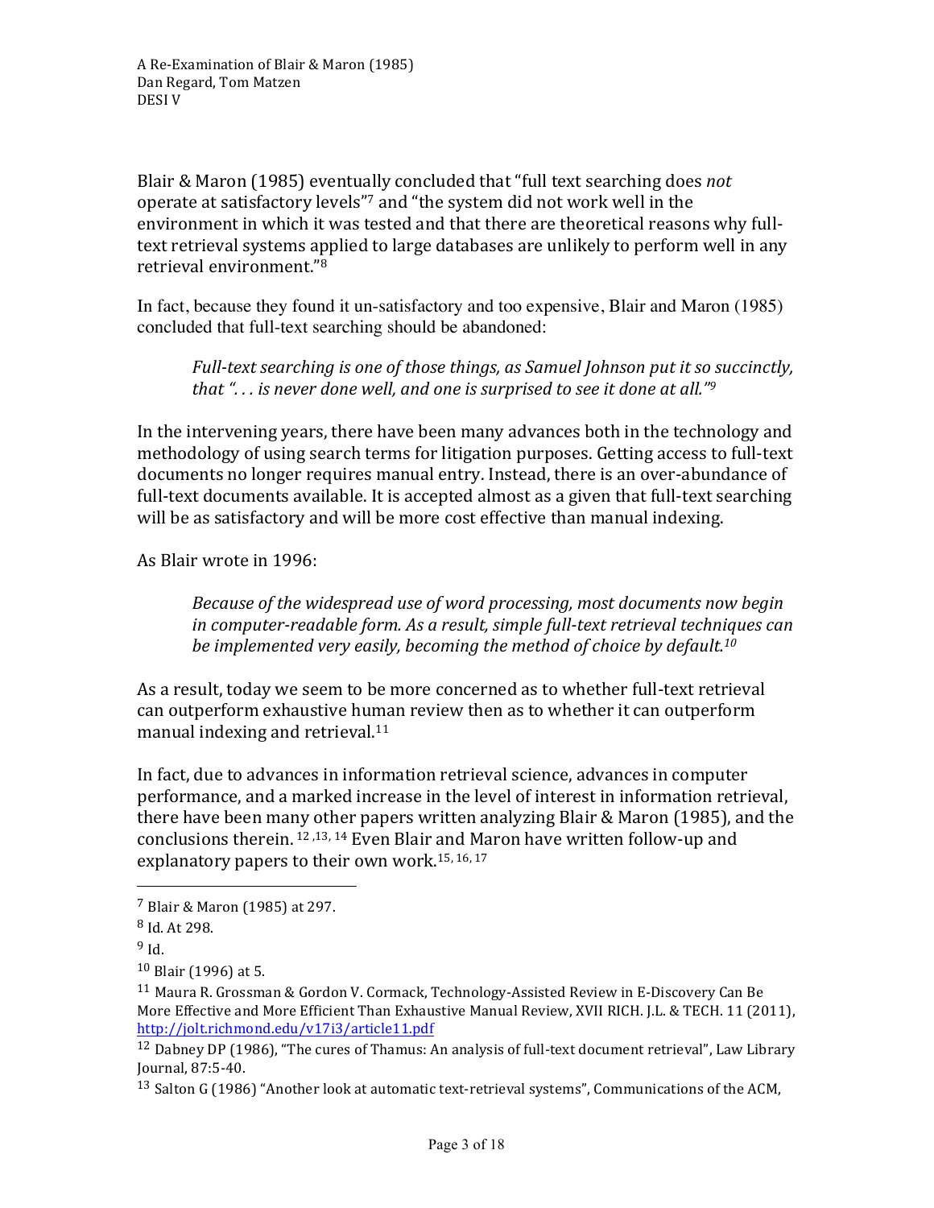Blair & Maron (1985) eventually concluded that "full text searching does *not* operate at satisfactory levels"[7] and "the system did not work well in the environment in which it was tested and that there are theoretical reasons why full-text retrieval systems applied to large databases are unlikely to perform well in any retrieval environment."[8]

In fact, because they found it un-satisfactory and too expensive, Blair and Maron (1985) concluded that full-text searching should be abandoned:

> *Full-text searching is one of those things, as Samuel Johnson put it so succinctly, that ". . . is never done well, and one is surprised to see it done at all."*[9]

In the intervening years, there have been many advances both in the technology and methodology of using search terms for litigation purposes. Getting access to full-text documents no longer requires manual entry. Instead, there is an over-abundance of full-text documents available. It is accepted almost as a given that full-text searching will be as satisfactory and will be more cost effective than manual indexing.

As Blair wrote in 1996:

> *Because of the widespread use of word processing, most documents now begin in computer-readable form. As a result, simple full-text retrieval techniques can be implemented very easily, becoming the method of choice by default.*[10]

As a result, today we seem to be more concerned as to whether full-text retrieval can outperform exhaustive human review then as to whether it can outperform manual indexing and retrieval.[11]

In fact, due to advances in information retrieval science, advances in computer performance, and a marked increase in the level of interest in information retrieval, there have been many other papers written analyzing Blair & Maron (1985), and the conclusions therein. [12,13,14] Even Blair and Maron have written follow-up and explanatory papers to their own work.[15,16,17]

---

[7] Blair & Maron (1985) at 297.

[8] Id. At 298.

[9] Id.

[10] Blair (1996) at 5.

[11] Maura R. Grossman & Gordon V. Cormack, Technology-Assisted Review in E-Discovery Can Be More Effective and More Efficient Than Exhaustive Manual Review, XVII RICH. J.L. & TECH. 11 (2011), http://jolt.richmond.edu/v17i3/article11.pdf

[12] Dabney DP (1986), "The cures of Thamus: An analysis of full-text document retrieval", Law Library Journal, 87:5-40.

[13] Salton G (1986) "Another look at automatic text-retrieval systems", Communications of the ACM,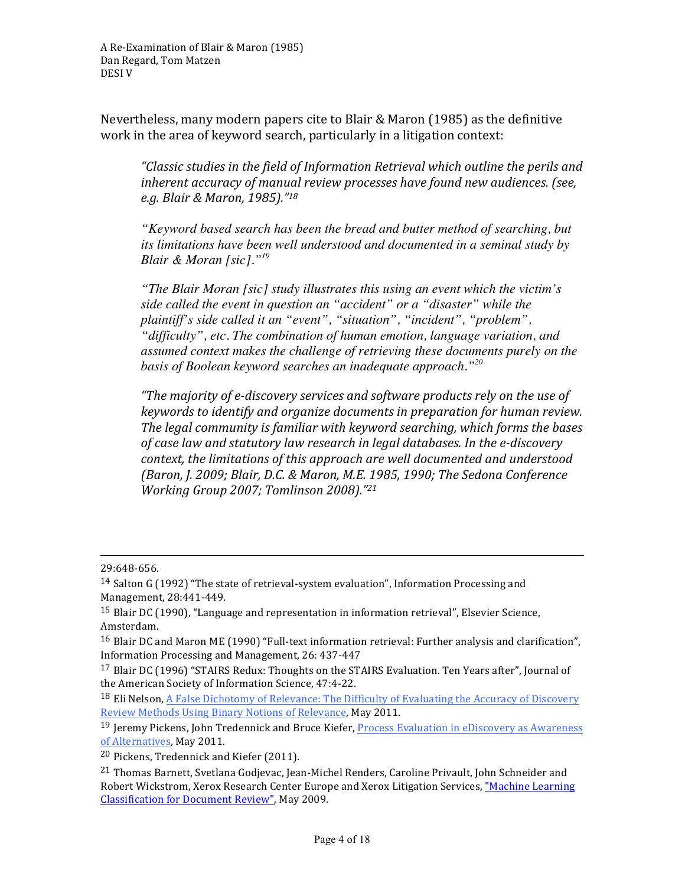Nevertheless, many modern papers cite to Blair & Maron (1985) as the definitive work in the area of keyword search, particularly in a litigation context:

> *"Classic studies in the field of Information Retrieval which outline the perils and inherent accuracy of manual review processes have found new audiences. (see, e.g. Blair & Maron, 1985)."*[18]

> *"Keyword based search has been the bread and butter method of searching, but its limitations have been well understood and documented in a seminal study by Blair & Moran [sic]."*[19]

> *"The Blair Moran [sic] study illustrates this using an event which the victim's side called the event in question an "accident" or a "disaster" while the plaintiff's side called it an "event", "situation", "incident", "problem", "difficulty", etc. The combination of human emotion, language variation, and assumed context makes the challenge of retrieving these documents purely on the basis of Boolean keyword searches an inadequate approach."*[20]

> *"The majority of e-discovery services and software products rely on the use of keywords to identify and organize documents in preparation for human review. The legal community is familiar with keyword searching, which forms the bases of case law and statutory law research in legal databases. In the e-discovery context, the limitations of this approach are well documented and understood (Baron, J. 2009; Blair, D.C. & Maron, M.E. 1985, 1990; The Sedona Conference Working Group 2007; Tomlinson 2008)."*[21]

---

29:648-656.

[14] Salton G (1992) "The state of retrieval-system evaluation", Information Processing and Management, 28:441-449.

[15] Blair DC (1990), "Language and representation in information retrieval", Elsevier Science, Amsterdam.

[16] Blair DC and Maron ME (1990) "Full-text information retrieval: Further analysis and clarification", Information Processing and Management, 26: 437-447

[17] Blair DC (1996) "STAIRS Redux: Thoughts on the STAIRS Evaluation. Ten Years after", Journal of the American Society of Information Science, 47:4-22.

[18] Eli Nelson, A False Dichotomy of Relevance: The Difficulty of Evaluating the Accuracy of Discovery Review Methods Using Binary Notions of Relevance, May 2011.

[19] Jeremy Pickens, John Tredennick and Bruce Kiefer, Process Evaluation in eDiscovery as Awareness of Alternatives, May 2011.

[20] Pickens, Tredennick and Kiefer (2011).

[21] Thomas Barnett, Svetlana Godjevac, Jean-Michel Renders, Caroline Privault, John Schneider and Robert Wickstrom, Xerox Research Center Europe and Xerox Litigation Services, "Machine Learning Classification for Document Review", May 2009.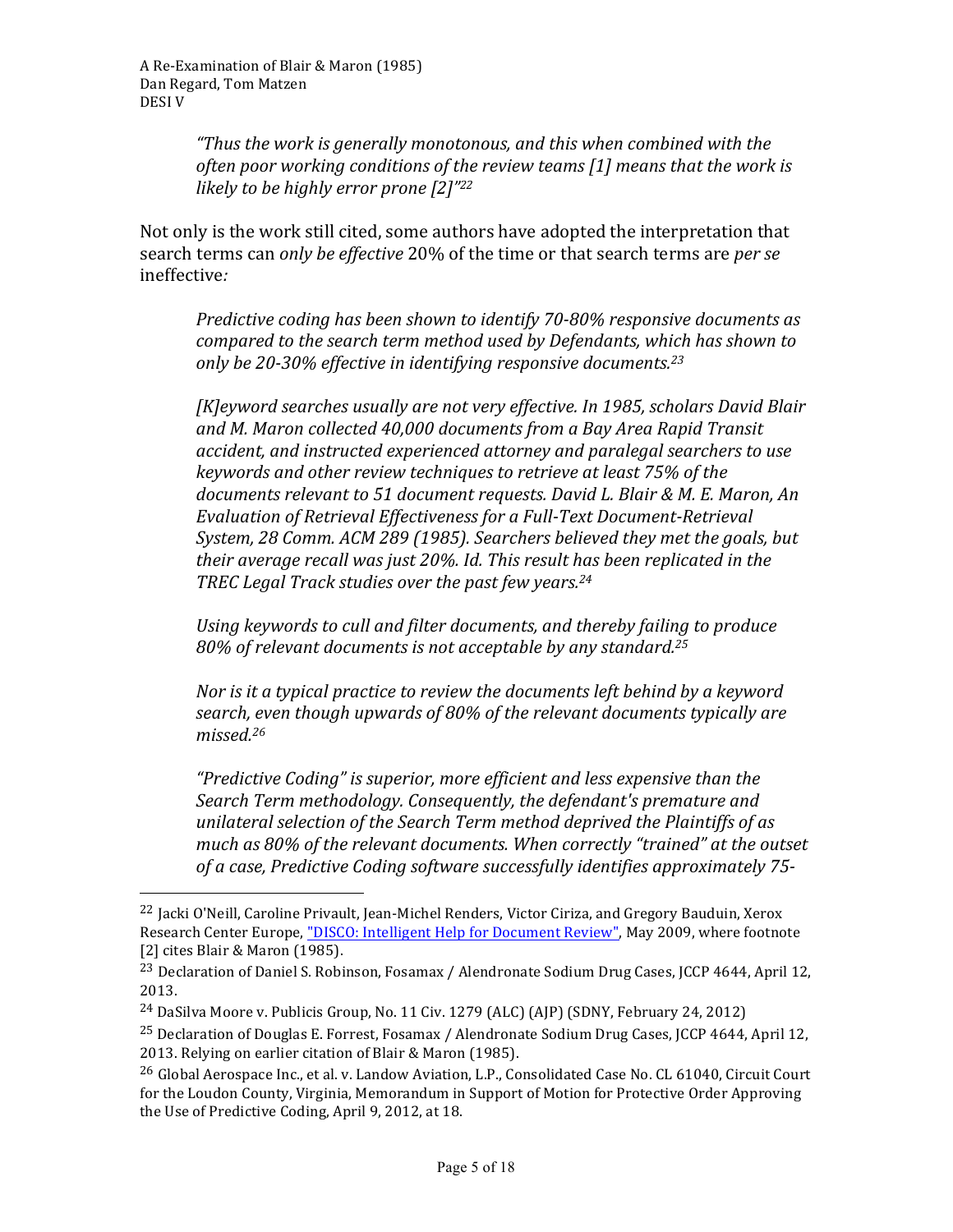> *"Thus the work is generally monotonous, and this when combined with the often poor working conditions of the review teams [1] means that the work is likely to be highly error prone [2]"*[22]

Not only is the work still cited, some authors have adopted the interpretation that search terms can *only be effective* 20% of the time or that search terms are *per se* ineffective*:*

> *Predictive coding has been shown to identify 70-80% responsive documents as compared to the search term method used by Defendants, which has shown to only be 20-30% effective in identifying responsive documents.*[23]

> *[K]eyword searches usually are not very effective. In 1985, scholars David Blair and M. Maron collected 40,000 documents from a Bay Area Rapid Transit accident, and instructed experienced attorney and paralegal searchers to use keywords and other review techniques to retrieve at least 75% of the documents relevant to 51 document requests. David L. Blair & M. E. Maron, An Evaluation of Retrieval Effectiveness for a Full-Text Document-Retrieval System, 28 Comm. ACM 289 (1985). Searchers believed they met the goals, but their average recall was just 20%. Id. This result has been replicated in the TREC Legal Track studies over the past few years.*[24]

> *Using keywords to cull and filter documents, and thereby failing to produce 80% of relevant documents is not acceptable by any standard.*[25]

> *Nor is it a typical practice to review the documents left behind by a keyword search, even though upwards of 80% of the relevant documents typically are missed.*[26]

> *"Predictive Coding" is superior, more efficient and less expensive than the Search Term methodology. Consequently, the defendant's premature and unilateral selection of the Search Term method deprived the Plaintiffs of as much as 80% of the relevant documents. When correctly "trained" at the outset of a case, Predictive Coding software successfully identifies approximately 75-*

---

[22] Jacki O'Neill, Caroline Privault, Jean-Michel Renders, Victor Ciriza, and Gregory Bauduin, Xerox Research Center Europe, "DISCO: Intelligent Help for Document Review", May 2009, where footnote [2] cites Blair & Maron (1985).

[23] Declaration of Daniel S. Robinson, Fosamax / Alendronate Sodium Drug Cases, JCCP 4644, April 12, 2013.

[24] DaSilva Moore v. Publicis Group, No. 11 Civ. 1279 (ALC) (AJP) (SDNY, February 24, 2012)

[25] Declaration of Douglas E. Forrest, Fosamax / Alendronate Sodium Drug Cases, JCCP 4644, April 12, 2013. Relying on earlier citation of Blair & Maron (1985).

[26] Global Aerospace Inc., et al. v. Landow Aviation, L.P., Consolidated Case No. CL 61040, Circuit Court for the Loudon County, Virginia, Memorandum in Support of Motion for Protective Order Approving the Use of Predictive Coding, April 9, 2012, at 18.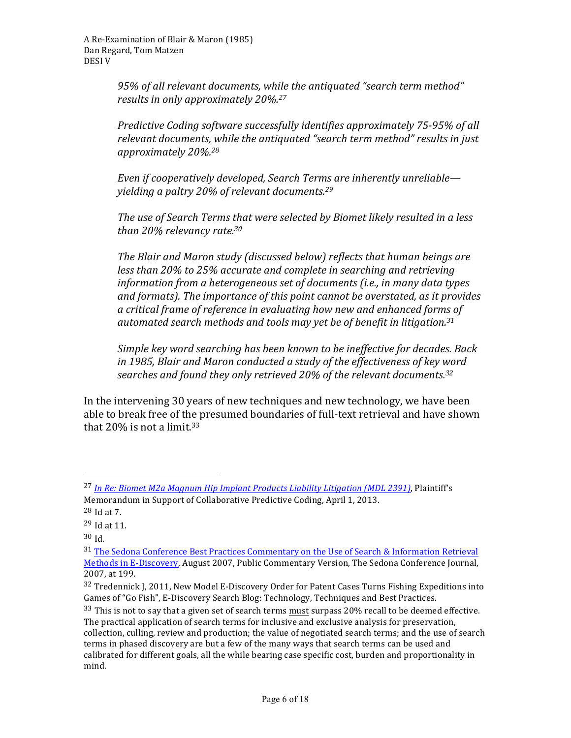> *95% of all relevant documents, while the antiquated "search term method" results in only approximately 20%.*[27]
>
> *Predictive Coding software successfully identifies approximately 75-95% of all relevant documents, while the antiquated "search term method" results in just approximately 20%.*[28]
>
> *Even if cooperatively developed, Search Terms are inherently unreliable—yielding a paltry 20% of relevant documents.*[29]
>
> *The use of Search Terms that were selected by Biomet likely resulted in a less than 20% relevancy rate.*[30]
>
> *The Blair and Maron study (discussed below) reflects that human beings are less than 20% to 25% accurate and complete in searching and retrieving information from a heterogeneous set of documents (i.e., in many data types and formats). The importance of this point cannot be overstated, as it provides a critical frame of reference in evaluating how new and enhanced forms of automated search methods and tools may yet be of benefit in litigation.*[31]
>
> *Simple key word searching has been known to be ineffective for decades. Back in 1985, Blair and Maron conducted a study of the effectiveness of key word searches and found they only retrieved 20% of the relevant documents.*[32]

In the intervening 30 years of new techniques and new technology, we have been able to break free of the presumed boundaries of full-text retrieval and have shown that 20% is not a limit.[33]

---

[27] *In Re: Biomet M2a Magnum Hip Implant Products Liability Litigation (MDL 2391)*, Plaintiff's Memorandum in Support of Collaborative Predictive Coding, April 1, 2013.

[28] Id at 7.

[29] Id at 11.

[30] Id.

[31] The Sedona Conference Best Practices Commentary on the Use of Search & Information Retrieval Methods in E-Discovery, August 2007, Public Commentary Version, The Sedona Conference Journal, 2007, at 199.

[32] Tredennick J, 2011, New Model E-Discovery Order for Patent Cases Turns Fishing Expeditions into Games of "Go Fish", E-Discovery Search Blog: Technology, Techniques and Best Practices.

[33] This is not to say that a given set of search terms must surpass 20% recall to be deemed effective. The practical application of search terms for inclusive and exclusive analysis for preservation, collection, culling, review and production; the value of negotiated search terms; and the use of search terms in phased discovery are but a few of the many ways that search terms can be used and calibrated for different goals, all the while bearing case specific cost, burden and proportionality in mind.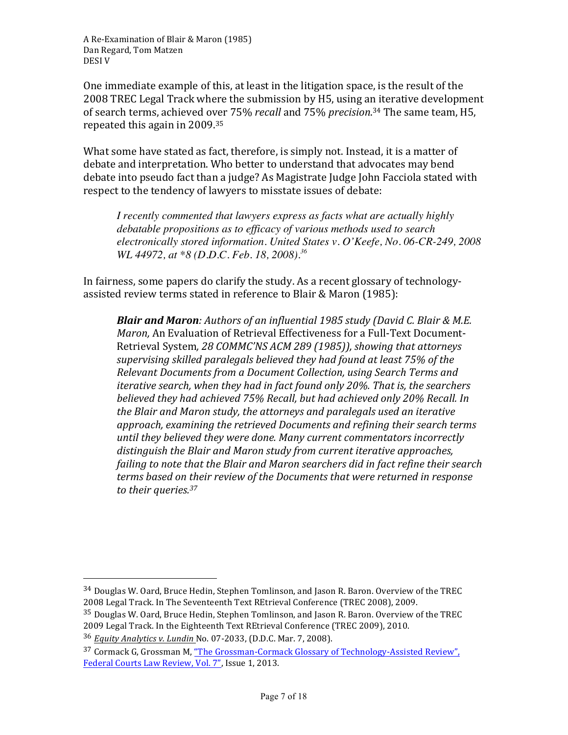One immediate example of this, at least in the litigation space, is the result of the 2008 TREC Legal Track where the submission by H5, using an iterative development of search terms, achieved over 75% *recall* and 75% *precision*.[34] The same team, H5, repeated this again in 2009.[35]

What some have stated as fact, therefore, is simply not. Instead, it is a matter of debate and interpretation. Who better to understand that advocates may bend debate into pseudo fact than a judge? As Magistrate Judge John Facciola stated with respect to the tendency of lawyers to misstate issues of debate:

> *I recently commented that lawyers express as facts what are actually highly debatable propositions as to efficacy of various methods used to search electronically stored information. United States v. O'Keefe, No. 06-CR-249, 2008 WL 44972, at \*8 (D.D.C. Feb. 18, 2008).*[36]

In fairness, some papers do clarify the study. As a recent glossary of technology-assisted review terms stated in reference to Blair & Maron (1985):

> ***Blair and Maron**: Authors of an influential 1985 study (David C. Blair & M.E. Maron,* An Evaluation of Retrieval Effectiveness for a Full-Text Document-Retrieval System*, 28 COMMC'NS ACM 289 (1985)), showing that attorneys supervising skilled paralegals believed they had found at least 75% of the Relevant Documents from a Document Collection, using Search Terms and iterative search, when they had in fact found only 20%. That is, the searchers believed they had achieved 75% Recall, but had achieved only 20% Recall. In the Blair and Maron study, the attorneys and paralegals used an iterative approach, examining the retrieved Documents and refining their search terms until they believed they were done. Many current commentators incorrectly distinguish the Blair and Maron study from current iterative approaches, failing to note that the Blair and Maron searchers did in fact refine their search terms based on their review of the Documents that were returned in response to their queries.*[37]

---

[34] Douglas W. Oard, Bruce Hedin, Stephen Tomlinson, and Jason R. Baron. Overview of the TREC 2008 Legal Track. In The Seventeenth Text REtrieval Conference (TREC 2008), 2009.

[35] Douglas W. Oard, Bruce Hedin, Stephen Tomlinson, and Jason R. Baron. Overview of the TREC 2009 Legal Track. In the Eighteenth Text REtrieval Conference (TREC 2009), 2010.

[36] *Equity Analytics v. Lundin* No. 07-2033, (D.D.C. Mar. 7, 2008).

[37] Cormack G, Grossman M, "The Grossman-Cormack Glossary of Technology-Assisted Review", Federal Courts Law Review, Vol. 7", Issue 1, 2013.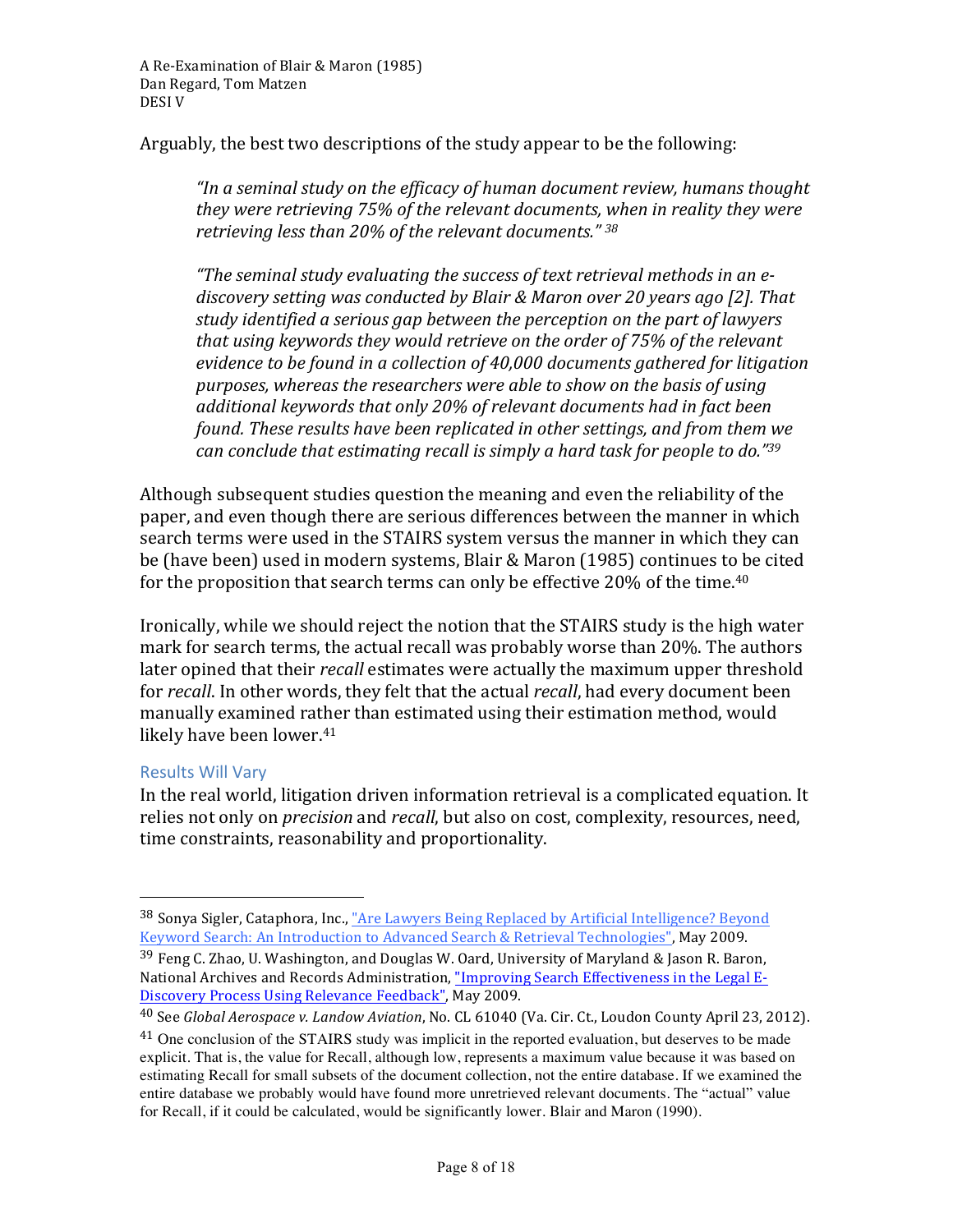Arguably, the best two descriptions of the study appear to be the following:

> *"In a seminal study on the efficacy of human document review, humans thought they were retrieving 75% of the relevant documents, when in reality they were retrieving less than 20% of the relevant documents."* [38]
>
> *"The seminal study evaluating the success of text retrieval methods in an e-discovery setting was conducted by Blair & Maron over 20 years ago [2]. That study identified a serious gap between the perception on the part of lawyers that using keywords they would retrieve on the order of 75% of the relevant evidence to be found in a collection of 40,000 documents gathered for litigation purposes, whereas the researchers were able to show on the basis of using additional keywords that only 20% of relevant documents had in fact been found. These results have been replicated in other settings, and from them we can conclude that estimating recall is simply a hard task for people to do."*[39]

Although subsequent studies question the meaning and even the reliability of the paper, and even though there are serious differences between the manner in which search terms were used in the STAIRS system versus the manner in which they can be (have been) used in modern systems, Blair & Maron (1985) continues to be cited for the proposition that search terms can only be effective 20% of the time.[40]

Ironically, while we should reject the notion that the STAIRS study is the high water mark for search terms, the actual recall was probably worse than 20%. The authors later opined that their *recall* estimates were actually the maximum upper threshold for *recall*. In other words, they felt that the actual *recall*, had every document been manually examined rather than estimated using their estimation method, would likely have been lower.[41]

### Results Will Vary

In the real world, litigation driven information retrieval is a complicated equation. It relies not only on *precision* and *recall*, but also on cost, complexity, resources, need, time constraints, reasonability and proportionality.

---

[38] Sonya Sigler, Cataphora, Inc., "Are Lawyers Being Replaced by Artificial Intelligence? Beyond Keyword Search: An Introduction to Advanced Search & Retrieval Technologies", May 2009.

[39] Feng C. Zhao, U. Washington, and Douglas W. Oard, University of Maryland & Jason R. Baron, National Archives and Records Administration, "Improving Search Effectiveness in the Legal E-Discovery Process Using Relevance Feedback", May 2009.

[40] See *Global Aerospace v. Landow Aviation*, No. CL 61040 (Va. Cir. Ct., Loudon County April 23, 2012).

[41] One conclusion of the STAIRS study was implicit in the reported evaluation, but deserves to be made explicit. That is, the value for Recall, although low, represents a maximum value because it was based on estimating Recall for small subsets of the document collection, not the entire database. If we examined the entire database we probably would have found more unretrieved relevant documents. The "actual" value for Recall, if it could be calculated, would be significantly lower. Blair and Maron (1990).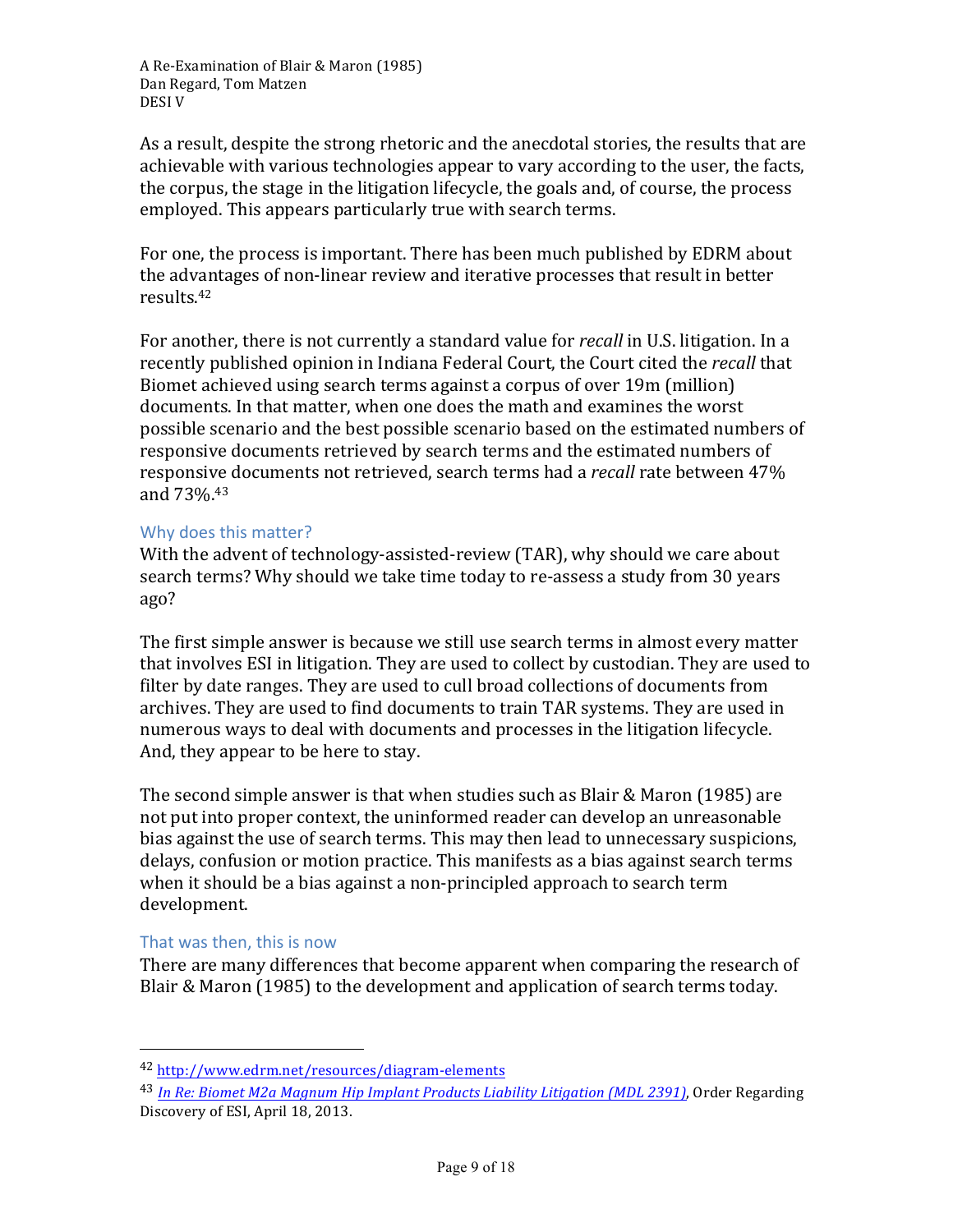As a result, despite the strong rhetoric and the anecdotal stories, the results that are achievable with various technologies appear to vary according to the user, the facts, the corpus, the stage in the litigation lifecycle, the goals and, of course, the process employed. This appears particularly true with search terms.

For one, the process is important. There has been much published by EDRM about the advantages of non-linear review and iterative processes that result in better results.[42]

For another, there is not currently a standard value for *recall* in U.S. litigation. In a recently published opinion in Indiana Federal Court, the Court cited the *recall* that Biomet achieved using search terms against a corpus of over 19m (million) documents. In that matter, when one does the math and examines the worst possible scenario and the best possible scenario based on the estimated numbers of responsive documents retrieved by search terms and the estimated numbers of responsive documents not retrieved, search terms had a *recall* rate between 47% and 73%.[43]

## Why does this matter?

With the advent of technology-assisted-review (TAR), why should we care about search terms? Why should we take time today to re-assess a study from 30 years ago?

The first simple answer is because we still use search terms in almost every matter that involves ESI in litigation. They are used to collect by custodian. They are used to filter by date ranges. They are used to cull broad collections of documents from archives. They are used to find documents to train TAR systems. They are used in numerous ways to deal with documents and processes in the litigation lifecycle. And, they appear to be here to stay.

The second simple answer is that when studies such as Blair & Maron (1985) are not put into proper context, the uninformed reader can develop an unreasonable bias against the use of search terms. This may then lead to unnecessary suspicions, delays, confusion or motion practice. This manifests as a bias against search terms when it should be a bias against a non-principled approach to search term development.

## That was then, this is now

There are many differences that become apparent when comparing the research of Blair & Maron (1985) to the development and application of search terms today.

---

[42] http://www.edrm.net/resources/diagram-elements

[43] *In Re: Biomet M2a Magnum Hip Implant Products Liability Litigation (MDL 2391)*, Order Regarding Discovery of ESI, April 18, 2013.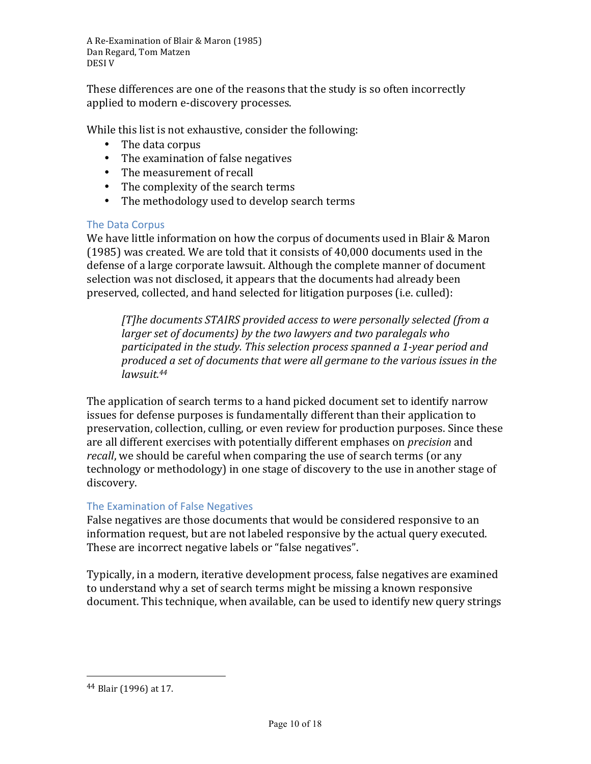These differences are one of the reasons that the study is so often incorrectly applied to modern e-discovery processes.

While this list is not exhaustive, consider the following:

- The data corpus
- The examination of false negatives
- The measurement of recall
- The complexity of the search terms
- The methodology used to develop search terms

### The Data Corpus

We have little information on how the corpus of documents used in Blair & Maron (1985) was created. We are told that it consists of 40,000 documents used in the defense of a large corporate lawsuit. Although the complete manner of document selection was not disclosed, it appears that the documents had already been preserved, collected, and hand selected for litigation purposes (i.e. culled):

> *[T]he documents STAIRS provided access to were personally selected (from a larger set of documents) by the two lawyers and two paralegals who participated in the study. This selection process spanned a 1-year period and produced a set of documents that were all germane to the various issues in the lawsuit.*[44]

The application of search terms to a hand picked document set to identify narrow issues for defense purposes is fundamentally different than their application to preservation, collection, culling, or even review for production purposes. Since these are all different exercises with potentially different emphases on *precision* and *recall*, we should be careful when comparing the use of search terms (or any technology or methodology) in one stage of discovery to the use in another stage of discovery.

### The Examination of False Negatives

False negatives are those documents that would be considered responsive to an information request, but are not labeled responsive by the actual query executed. These are incorrect negative labels or "false negatives".

Typically, in a modern, iterative development process, false negatives are examined to understand why a set of search terms might be missing a known responsive document. This technique, when available, can be used to identify new query strings

---

[44] Blair (1996) at 17.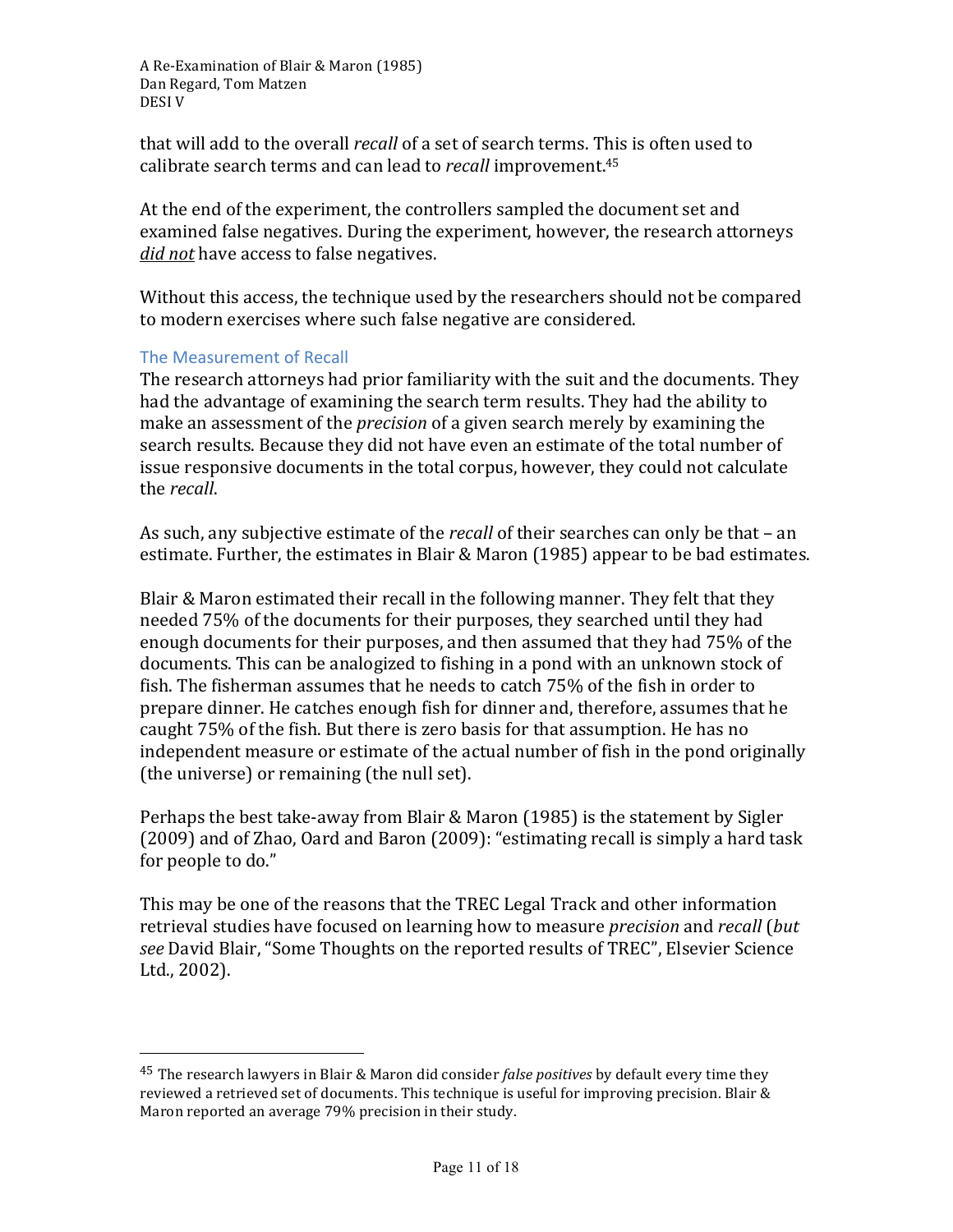that will add to the overall *recall* of a set of search terms. This is often used to calibrate search terms and can lead to *recall* improvement.[45]

At the end of the experiment, the controllers sampled the document set and examined false negatives. During the experiment, however, the research attorneys ***did not*** have access to false negatives.

Without this access, the technique used by the researchers should not be compared to modern exercises where such false negative are considered.

## The Measurement of Recall

The research attorneys had prior familiarity with the suit and the documents. They had the advantage of examining the search term results. They had the ability to make an assessment of the *precision* of a given search merely by examining the search results. Because they did not have even an estimate of the total number of issue responsive documents in the total corpus, however, they could not calculate the *recall*.

As such, any subjective estimate of the *recall* of their searches can only be that – an estimate. Further, the estimates in Blair & Maron (1985) appear to be bad estimates.

Blair & Maron estimated their recall in the following manner. They felt that they needed 75% of the documents for their purposes, they searched until they had enough documents for their purposes, and then assumed that they had 75% of the documents. This can be analogized to fishing in a pond with an unknown stock of fish. The fisherman assumes that he needs to catch 75% of the fish in order to prepare dinner. He catches enough fish for dinner and, therefore, assumes that he caught 75% of the fish. But there is zero basis for that assumption. He has no independent measure or estimate of the actual number of fish in the pond originally (the universe) or remaining (the null set).

Perhaps the best take-away from Blair & Maron (1985) is the statement by Sigler (2009) and of Zhao, Oard and Baron (2009): "estimating recall is simply a hard task for people to do."

This may be one of the reasons that the TREC Legal Track and other information retrieval studies have focused on learning how to measure *precision* and *recall* (*but see* David Blair, "Some Thoughts on the reported results of TREC", Elsevier Science Ltd., 2002).

---

[45] The research lawyers in Blair & Maron did consider *false positives* by default every time they reviewed a retrieved set of documents. This technique is useful for improving precision. Blair & Maron reported an average 79% precision in their study.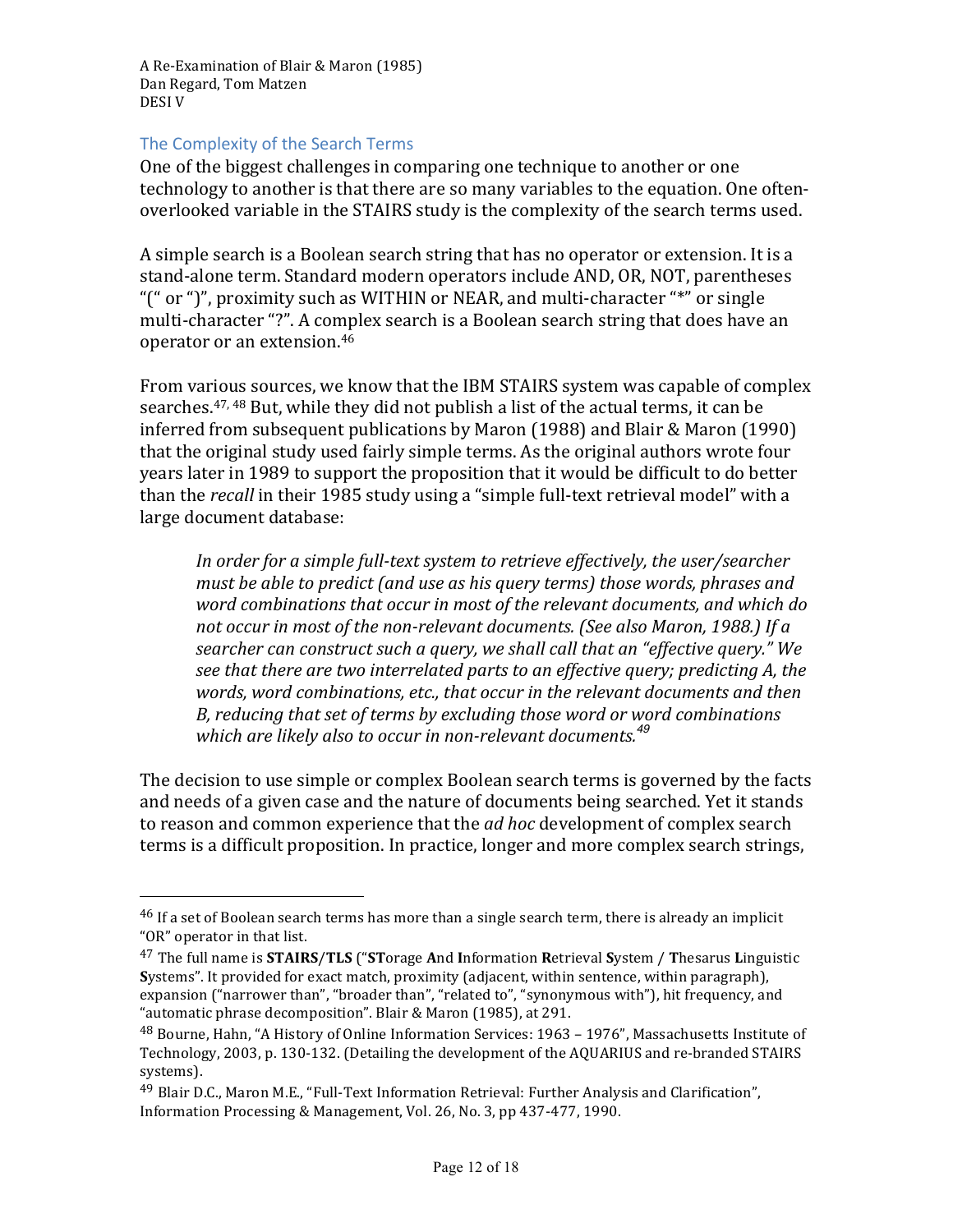## The Complexity of the Search Terms

One of the biggest challenges in comparing one technique to another or one technology to another is that there are so many variables to the equation. One often-overlooked variable in the STAIRS study is the complexity of the search terms used.

A simple search is a Boolean search string that has no operator or extension. It is a stand-alone term. Standard modern operators include AND, OR, NOT, parentheses "(" or ")", proximity such as WITHIN or NEAR, and multi-character "*" or single multi-character "?". A complex search is a Boolean search string that does have an operator or an extension.[46]

From various sources, we know that the IBM STAIRS system was capable of complex searches.[47, 48] But, while they did not publish a list of the actual terms, it can be inferred from subsequent publications by Maron (1988) and Blair & Maron (1990) that the original study used fairly simple terms. As the original authors wrote four years later in 1989 to support the proposition that it would be difficult to do better than the *recall* in their 1985 study using a "simple full-text retrieval model" with a large document database:

> *In order for a simple full-text system to retrieve effectively, the user/searcher must be able to predict (and use as his query terms) those words, phrases and word combinations that occur in most of the relevant documents, and which do not occur in most of the non-relevant documents. (See also Maron, 1988.) If a searcher can construct such a query, we shall call that an "effective query." We see that there are two interrelated parts to an effective query; predicting A, the words, word combinations, etc., that occur in the relevant documents and then B, reducing that set of terms by excluding those word or word combinations which are likely also to occur in non-relevant documents.[49]*

The decision to use simple or complex Boolean search terms is governed by the facts and needs of a given case and the nature of documents being searched. Yet it stands to reason and common experience that the *ad hoc* development of complex search terms is a difficult proposition. In practice, longer and more complex search strings,

---

[46] If a set of Boolean search terms has more than a single search term, there is already an implicit "OR" operator in that list.

[47] The full name is **STAIRS/TLS** ("**ST**orage **A**nd **I**nformation **R**etrieval **S**ystem / **T**hesarus **L**inguistic **S**ystems". It provided for exact match, proximity (adjacent, within sentence, within paragraph), expansion ("narrower than", "broader than", "related to", "synonymous with"), hit frequency, and "automatic phrase decomposition". Blair & Maron (1985), at 291.

[48] Bourne, Hahn, "A History of Online Information Services: 1963 – 1976", Massachusetts Institute of Technology, 2003, p. 130-132. (Detailing the development of the AQUARIUS and re-branded STAIRS systems).

[49] Blair D.C., Maron M.E., "Full-Text Information Retrieval: Further Analysis and Clarification", Information Processing & Management, Vol. 26, No. 3, pp 437-477, 1990.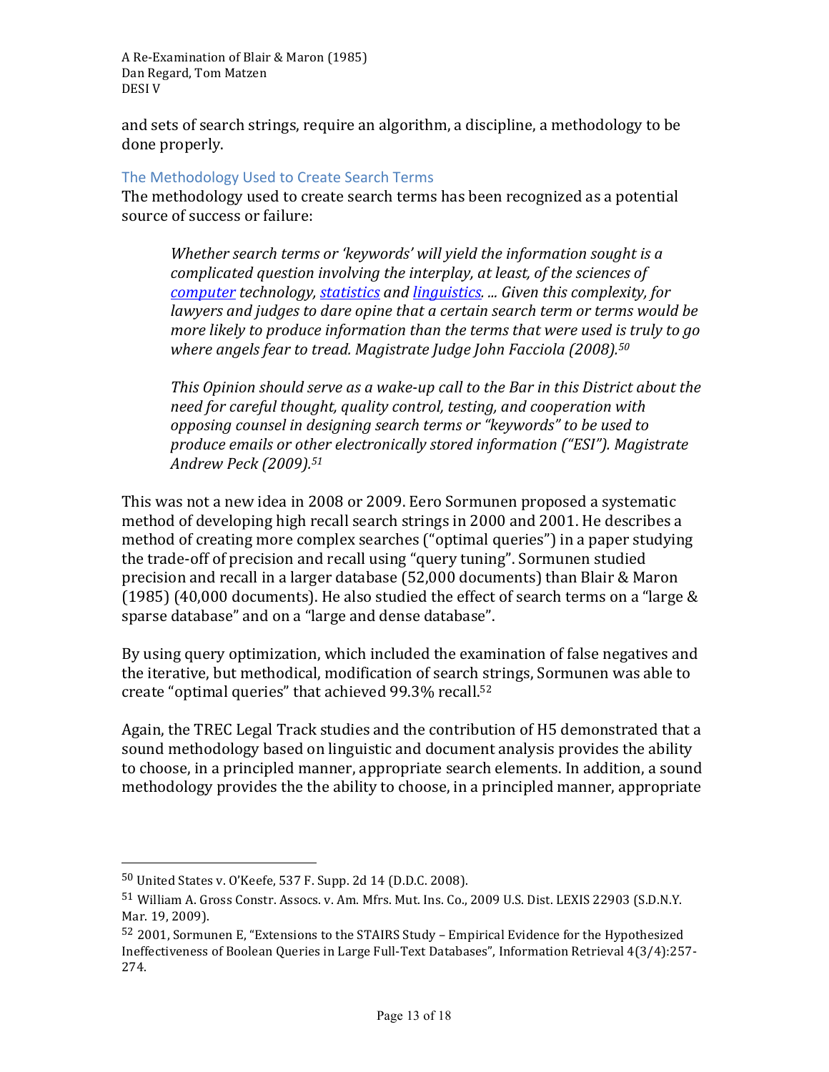and sets of search strings, require an algorithm, a discipline, a methodology to be done properly.

## The Methodology Used to Create Search Terms

The methodology used to create search terms has been recognized as a potential source of success or failure:

> *Whether search terms or 'keywords' will yield the information sought is a complicated question involving the interplay, at least, of the sciences of computer technology, statistics and linguistics. ... Given this complexity, for lawyers and judges to dare opine that a certain search term or terms would be more likely to produce information than the terms that were used is truly to go where angels fear to tread. Magistrate Judge John Facciola (2008).*[50]

> *This Opinion should serve as a wake-up call to the Bar in this District about the need for careful thought, quality control, testing, and cooperation with opposing counsel in designing search terms or "keywords" to be used to produce emails or other electronically stored information ("ESI"). Magistrate Andrew Peck (2009).*[51]

This was not a new idea in 2008 or 2009. Eero Sormunen proposed a systematic method of developing high recall search strings in 2000 and 2001. He describes a method of creating more complex searches ("optimal queries") in a paper studying the trade-off of precision and recall using "query tuning". Sormunen studied precision and recall in a larger database (52,000 documents) than Blair & Maron (1985) (40,000 documents). He also studied the effect of search terms on a "large & sparse database" and on a "large and dense database".

By using query optimization, which included the examination of false negatives and the iterative, but methodical, modification of search strings, Sormunen was able to create "optimal queries" that achieved 99.3% recall.[52]

Again, the TREC Legal Track studies and the contribution of H5 demonstrated that a sound methodology based on linguistic and document analysis provides the ability to choose, in a principled manner, appropriate search elements. In addition, a sound methodology provides the the ability to choose, in a principled manner, appropriate

---

[50] United States v. O'Keefe, 537 F. Supp. 2d 14 (D.D.C. 2008).

[51] William A. Gross Constr. Assocs. v. Am. Mfrs. Mut. Ins. Co., 2009 U.S. Dist. LEXIS 22903 (S.D.N.Y. Mar. 19, 2009).

[52] 2001, Sormunen E, "Extensions to the STAIRS Study – Empirical Evidence for the Hypothesized Ineffectiveness of Boolean Queries in Large Full-Text Databases", Information Retrieval 4(3/4):257-274.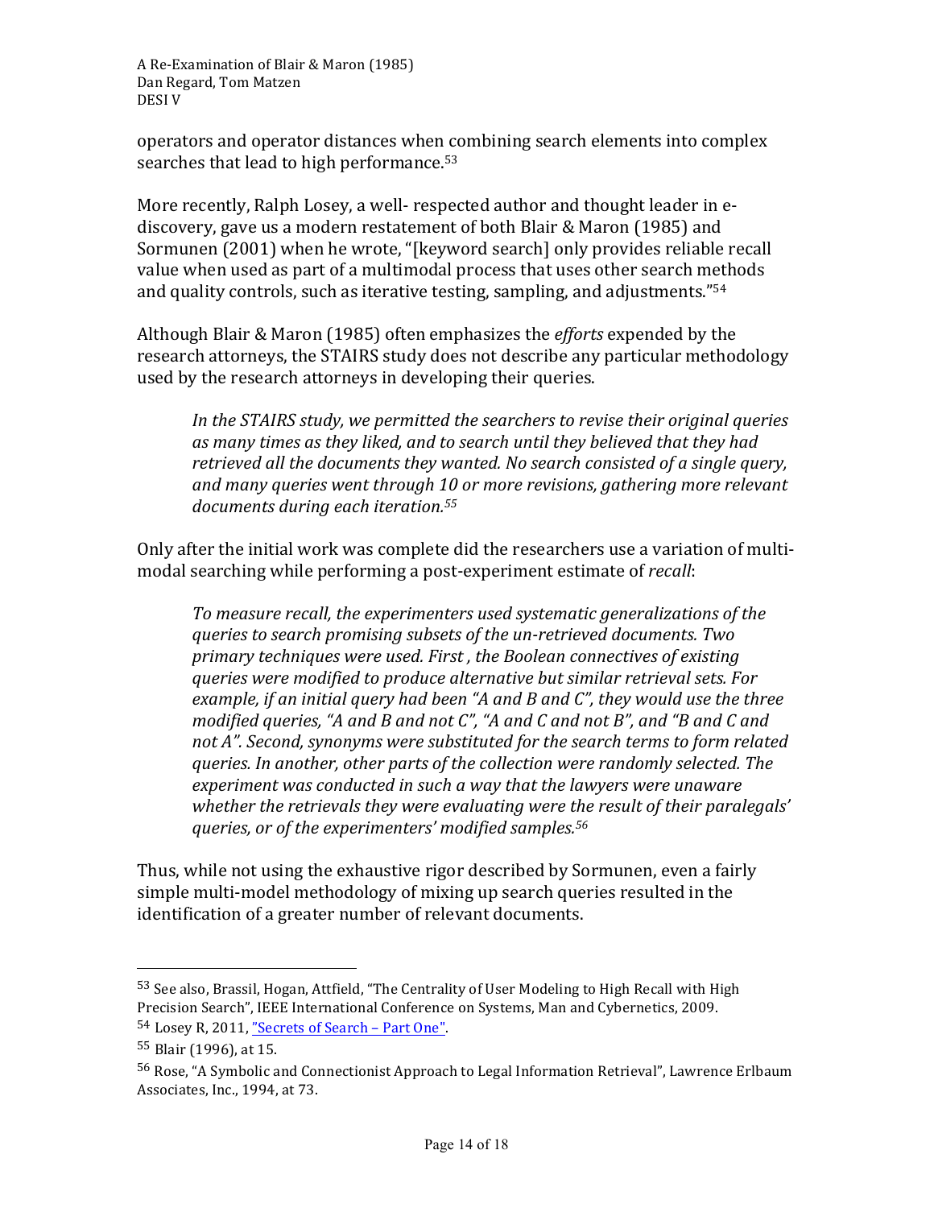operators and operator distances when combining search elements into complex searches that lead to high performance.[53]

More recently, Ralph Losey, a well- respected author and thought leader in e-discovery, gave us a modern restatement of both Blair & Maron (1985) and Sormunen (2001) when he wrote, "[keyword search] only provides reliable recall value when used as part of a multimodal process that uses other search methods and quality controls, such as iterative testing, sampling, and adjustments."[54]

Although Blair & Maron (1985) often emphasizes the *efforts* expended by the research attorneys, the STAIRS study does not describe any particular methodology used by the research attorneys in developing their queries.

> *In the STAIRS study, we permitted the searchers to revise their original queries as many times as they liked, and to search until they believed that they had retrieved all the documents they wanted. No search consisted of a single query, and many queries went through 10 or more revisions, gathering more relevant documents during each iteration.*[55]

Only after the initial work was complete did the researchers use a variation of multi-modal searching while performing a post-experiment estimate of *recall*:

> *To measure recall, the experimenters used systematic generalizations of the queries to search promising subsets of the un-retrieved documents. Two primary techniques were used. First , the Boolean connectives of existing queries were modified to produce alternative but similar retrieval sets. For example, if an initial query had been "A and B and C", they would use the three modified queries, "A and B and not C", "A and C and not B", and "B and C and not A". Second, synonyms were substituted for the search terms to form related queries. In another, other parts of the collection were randomly selected. The experiment was conducted in such a way that the lawyers were unaware whether the retrievals they were evaluating were the result of their paralegals' queries, or of the experimenters' modified samples.*[56]

Thus, while not using the exhaustive rigor described by Sormunen, even a fairly simple multi-model methodology of mixing up search queries resulted in the identification of a greater number of relevant documents.

---

[53] See also, Brassil, Hogan, Attfield, "The Centrality of User Modeling to High Recall with High Precision Search", IEEE International Conference on Systems, Man and Cybernetics, 2009.

[54] Losey R, 2011, "Secrets of Search – Part One".

[55] Blair (1996), at 15.

[56] Rose, "A Symbolic and Connectionist Approach to Legal Information Retrieval", Lawrence Erlbaum Associates, Inc., 1994, at 73.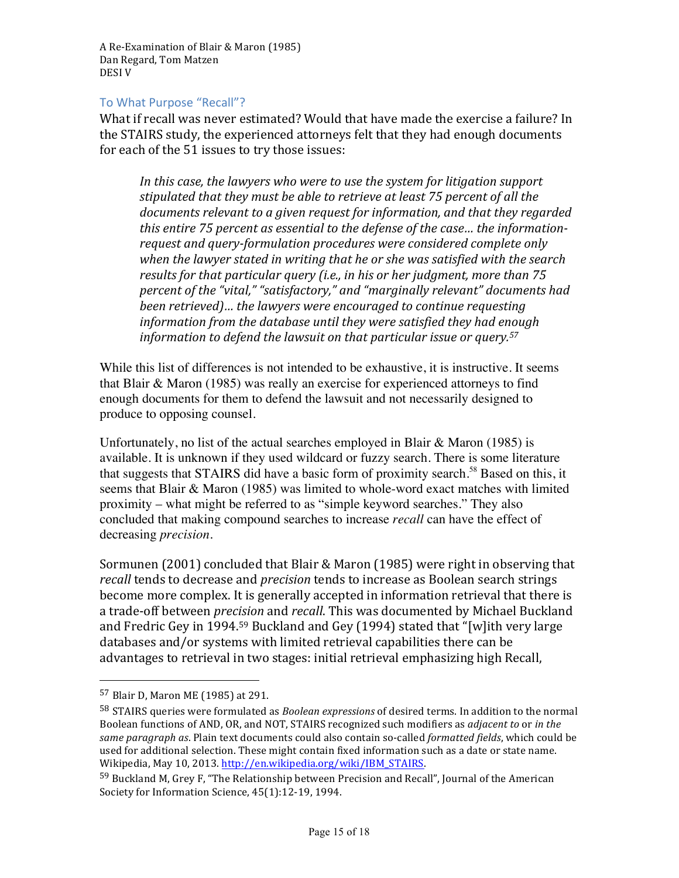## To What Purpose "Recall"?

What if recall was never estimated? Would that have made the exercise a failure? In the STAIRS study, the experienced attorneys felt that they had enough documents for each of the 51 issues to try those issues:

> *In this case, the lawyers who were to use the system for litigation support stipulated that they must be able to retrieve at least 75 percent of all the documents relevant to a given request for information, and that they regarded this entire 75 percent as essential to the defense of the case… the information-request and query-formulation procedures were considered complete only when the lawyer stated in writing that he or she was satisfied with the search results for that particular query (i.e., in his or her judgment, more than 75 percent of the "vital," "satisfactory," and "marginally relevant" documents had been retrieved)… the lawyers were encouraged to continue requesting information from the database until they were satisfied they had enough information to defend the lawsuit on that particular issue or query.*[57]

While this list of differences is not intended to be exhaustive, it is instructive. It seems that Blair & Maron (1985) was really an exercise for experienced attorneys to find enough documents for them to defend the lawsuit and not necessarily designed to produce to opposing counsel.

Unfortunately, no list of the actual searches employed in Blair & Maron (1985) is available. It is unknown if they used wildcard or fuzzy search. There is some literature that suggests that STAIRS did have a basic form of proximity search.[58] Based on this, it seems that Blair & Maron (1985) was limited to whole-word exact matches with limited proximity – what might be referred to as "simple keyword searches." They also concluded that making compound searches to increase *recall* can have the effect of decreasing *precision*.

Sormunen (2001) concluded that Blair & Maron (1985) were right in observing that *recall* tends to decrease and *precision* tends to increase as Boolean search strings become more complex. It is generally accepted in information retrieval that there is a trade-off between *precision* and *recall*. This was documented by Michael Buckland and Fredric Gey in 1994.[59] Buckland and Gey (1994) stated that "[w]ith very large databases and/or systems with limited retrieval capabilities there can be advantages to retrieval in two stages: initial retrieval emphasizing high Recall,

---

[57] Blair D, Maron ME (1985) at 291.

[58] STAIRS queries were formulated as *Boolean expressions* of desired terms. In addition to the normal Boolean functions of AND, OR, and NOT, STAIRS recognized such modifiers as *adjacent to* or *in the same paragraph as*. Plain text documents could also contain so-called *formatted fields*, which could be used for additional selection. These might contain fixed information such as a date or state name. Wikipedia, May 10, 2013. http://en.wikipedia.org/wiki/IBM_STAIRS.

[59] Buckland M, Grey F, "The Relationship between Precision and Recall", Journal of the American Society for Information Science, 45(1):12-19, 1994.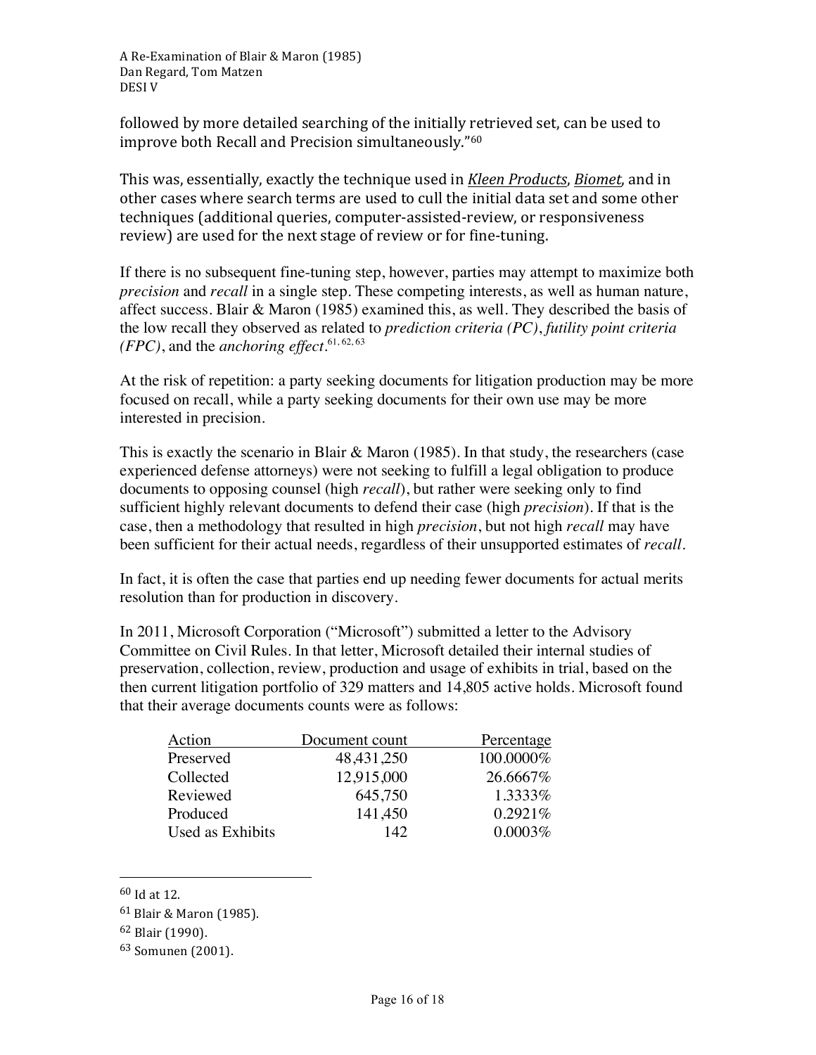followed by more detailed searching of the initially retrieved set, can be used to improve both Recall and Precision simultaneously."[60]

This was, essentially, exactly the technique used in *Kleen Products*, *Biomet*, and in other cases where search terms are used to cull the initial data set and some other techniques (additional queries, computer-assisted-review, or responsiveness review) are used for the next stage of review or for fine-tuning.

If there is no subsequent fine-tuning step, however, parties may attempt to maximize both *precision* and *recall* in a single step. These competing interests, as well as human nature, affect success. Blair & Maron (1985) examined this, as well. They described the basis of the low recall they observed as related to *prediction criteria (PC)*, *futility point criteria (FPC)*, and the *anchoring effect*.[61, 62, 63]

At the risk of repetition: a party seeking documents for litigation production may be more focused on recall, while a party seeking documents for their own use may be more interested in precision.

This is exactly the scenario in Blair & Maron (1985). In that study, the researchers (case experienced defense attorneys) were not seeking to fulfill a legal obligation to produce documents to opposing counsel (high *recall*), but rather were seeking only to find sufficient highly relevant documents to defend their case (high *precision*). If that is the case, then a methodology that resulted in high *precision*, but not high *recall* may have been sufficient for their actual needs, regardless of their unsupported estimates of *recall*.

In fact, it is often the case that parties end up needing fewer documents for actual merits resolution than for production in discovery.

In 2011, Microsoft Corporation ("Microsoft") submitted a letter to the Advisory Committee on Civil Rules. In that letter, Microsoft detailed their internal studies of preservation, collection, review, production and usage of exhibits in trial, based on the then current litigation portfolio of 329 matters and 14,805 active holds. Microsoft found that their average documents counts were as follows:

| Action | Document count | Percentage |
|---|---:|---:|
| Preserved | 48,431,250 | 100.0000% |
| Collected | 12,915,000 | 26.6667% |
| Reviewed | 645,750 | 1.3333% |
| Produced | 141,450 | 0.2921% |
| Used as Exhibits | 142 | 0.0003% |

---

[60] Id at 12.

[61] Blair & Maron (1985).

[62] Blair (1990).

[63] Somunen (2001).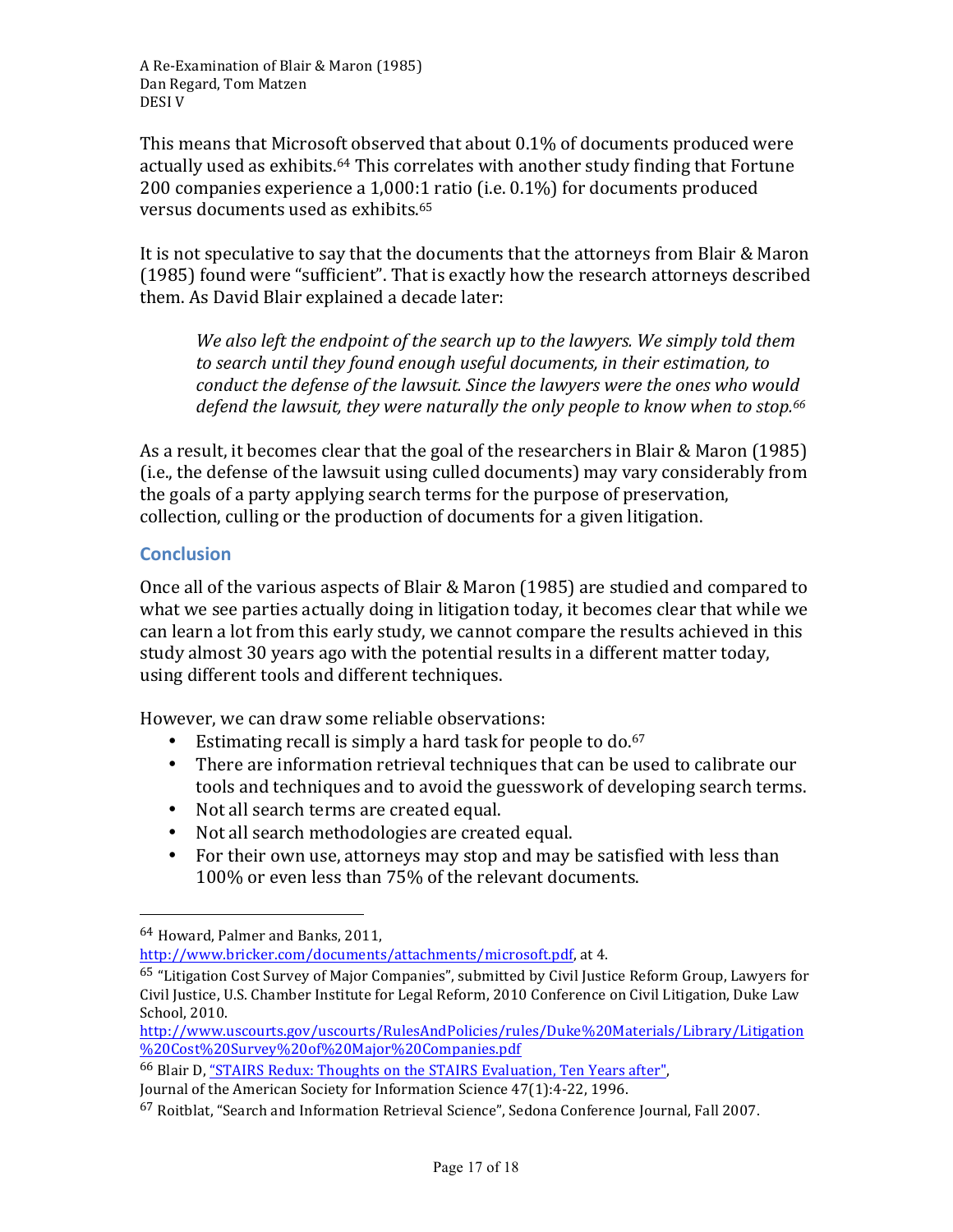This means that Microsoft observed that about 0.1% of documents produced were actually used as exhibits.[64] This correlates with another study finding that Fortune 200 companies experience a 1,000:1 ratio (i.e. 0.1%) for documents produced versus documents used as exhibits.[65]

It is not speculative to say that the documents that the attorneys from Blair & Maron (1985) found were "sufficient". That is exactly how the research attorneys described them. As David Blair explained a decade later:

> *We also left the endpoint of the search up to the lawyers. We simply told them to search until they found enough useful documents, in their estimation, to conduct the defense of the lawsuit. Since the lawyers were the ones who would defend the lawsuit, they were naturally the only people to know when to stop.*[66]

As a result, it becomes clear that the goal of the researchers in Blair & Maron (1985) (i.e., the defense of the lawsuit using culled documents) may vary considerably from the goals of a party applying search terms for the purpose of preservation, collection, culling or the production of documents for a given litigation.

## Conclusion

Once all of the various aspects of Blair & Maron (1985) are studied and compared to what we see parties actually doing in litigation today, it becomes clear that while we can learn a lot from this early study, we cannot compare the results achieved in this study almost 30 years ago with the potential results in a different matter today, using different tools and different techniques.

However, we can draw some reliable observations:

- Estimating recall is simply a hard task for people to do.[67]
- There are information retrieval techniques that can be used to calibrate our tools and techniques and to avoid the guesswork of developing search terms.
- Not all search terms are created equal.
- Not all search methodologies are created equal.
- For their own use, attorneys may stop and may be satisfied with less than 100% or even less than 75% of the relevant documents.

---

[64] Howard, Palmer and Banks, 2011, http://www.bricker.com/documents/attachments/microsoft.pdf, at 4.

[65] "Litigation Cost Survey of Major Companies", submitted by Civil Justice Reform Group, Lawyers for Civil Justice, U.S. Chamber Institute for Legal Reform, 2010 Conference on Civil Litigation, Duke Law School, 2010. http://www.uscourts.gov/uscourts/RulesAndPolicies/rules/Duke%20Materials/Library/Litigation%20Cost%20Survey%20of%20Major%20Companies.pdf

[66] Blair D, "STAIRS Redux: Thoughts on the STAIRS Evaluation, Ten Years after", Journal of the American Society for Information Science 47(1):4-22, 1996.

[67] Roitblat, "Search and Information Retrieval Science", Sedona Conference Journal, Fall 2007.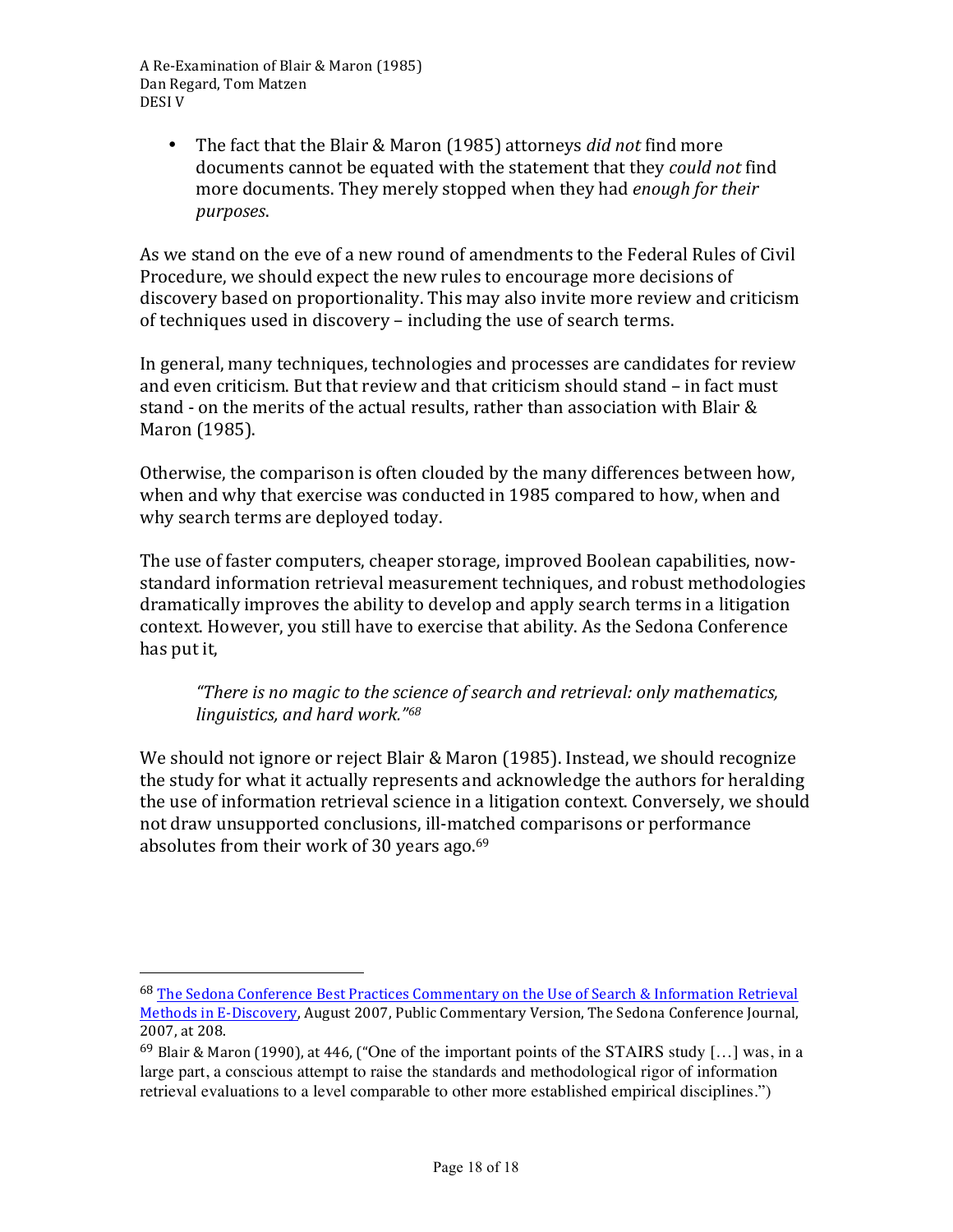- The fact that the Blair & Maron (1985) attorneys *did not* find more documents cannot be equated with the statement that they *could not* find more documents. They merely stopped when they had *enough for their purposes*.

As we stand on the eve of a new round of amendments to the Federal Rules of Civil Procedure, we should expect the new rules to encourage more decisions of discovery based on proportionality. This may also invite more review and criticism of techniques used in discovery – including the use of search terms.

In general, many techniques, technologies and processes are candidates for review and even criticism. But that review and that criticism should stand – in fact must stand - on the merits of the actual results, rather than association with Blair & Maron (1985).

Otherwise, the comparison is often clouded by the many differences between how, when and why that exercise was conducted in 1985 compared to how, when and why search terms are deployed today.

The use of faster computers, cheaper storage, improved Boolean capabilities, now-standard information retrieval measurement techniques, and robust methodologies dramatically improves the ability to develop and apply search terms in a litigation context. However, you still have to exercise that ability. As the Sedona Conference has put it,

> *"There is no magic to the science of search and retrieval: only mathematics, linguistics, and hard work."*[68]

We should not ignore or reject Blair & Maron (1985). Instead, we should recognize the study for what it actually represents and acknowledge the authors for heralding the use of information retrieval science in a litigation context. Conversely, we should not draw unsupported conclusions, ill-matched comparisons or performance absolutes from their work of 30 years ago.[69]

---

[68] The Sedona Conference Best Practices Commentary on the Use of Search & Information Retrieval Methods in E-Discovery, August 2007, Public Commentary Version, The Sedona Conference Journal, 2007, at 208.

[69] Blair & Maron (1990), at 446, ("One of the important points of the STAIRS study […] was, in a large part, a conscious attempt to raise the standards and methodological rigor of information retrieval evaluations to a level comparable to other more established empirical disciplines.")